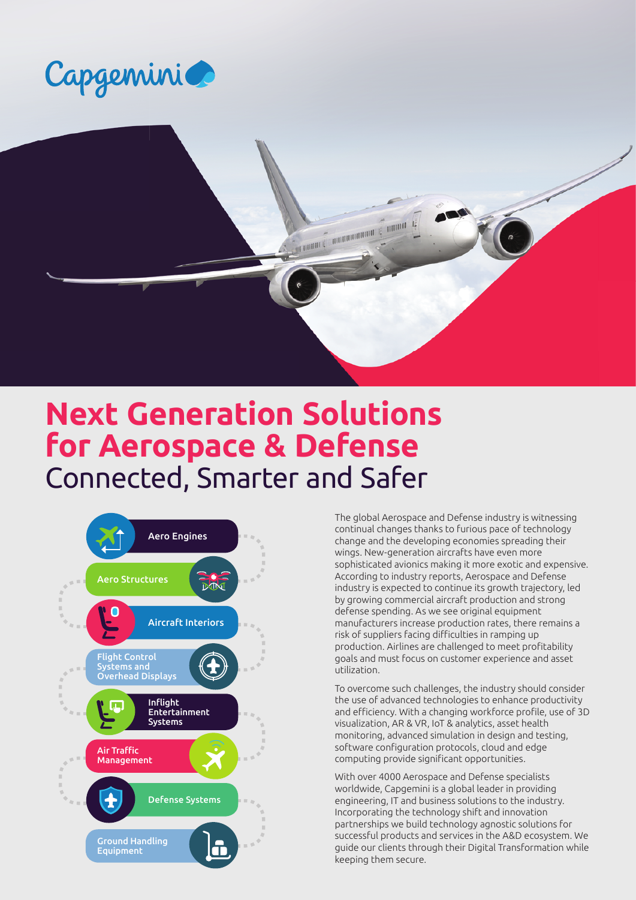Capgemini

# Next Generation Solutions for Aerospace & Defense

## Connected, Smarter and Safer

- Aero Engines
- Aero Structures
- Aircraft Interiors
- Flight Control Systems and Overhead Displays
- Inflight Entertainment Systems
- Air Traffic Management
- Defense Systems
- Ground Handling Equipment

The global Aerospace and Defense industry is witnessing continual changes thanks to furious pace of technology change and the developing economies spreading their wings. New-generation aircrafts have even more sophisticated avionics making it more exotic and expensive. According to industry reports, Aerospace and Defense industry is expected to continue its growth trajectory, led by growing commercial aircraft production and strong defense spending. As we see original equipment manufacturers increase production rates, there remains a risk of suppliers facing difficulties in ramping up production. Airlines are challenged to meet profitability goals and must focus on customer experience and asset utilization.

To overcome such challenges, the industry should consider the use of advanced technologies to enhance productivity and efficiency. With a changing workforce profile, use of 3D visualization, AR & VR, IoT & analytics, asset health monitoring, advanced simulation in design and testing, software configuration protocols, cloud and edge computing provide significant opportunities.

With over 4000 Aerospace and Defense specialists worldwide, Capgemini is a global leader in providing engineering, IT and business solutions to the industry. Incorporating the technology shift and innovation partnerships we build technology agnostic solutions for successful products and services in the A&D ecosystem. We guide our clients through their Digital Transformation while keeping them secure.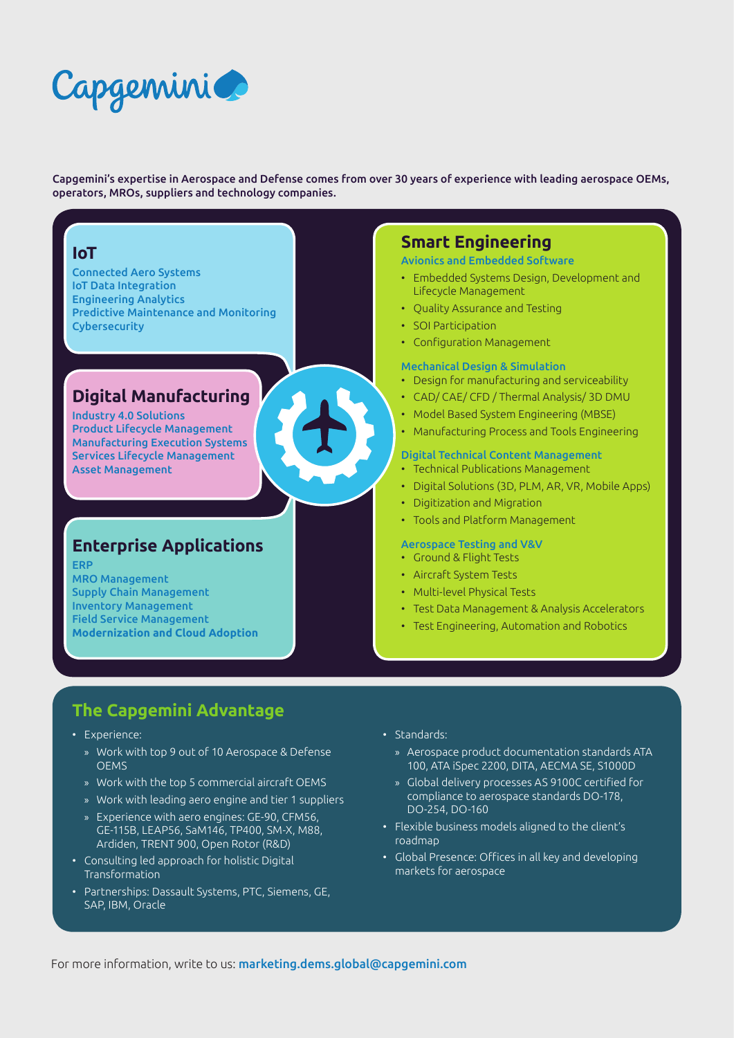Capgemini

**Capgemini's expertise in Aerospace and Defense comes from over 30 years of experience with leading aerospace OEMs, operators, MROs, suppliers and technology companies.**

## IoT

**Connected Aero Systems**
**IoT Data Integration**
**Engineering Analytics**
**Predictive Maintenance and Monitoring**
**Cybersecurity**

## Digital Manufacturing

**Industry 4.0 Solutions**
**Product Lifecycle Management**
**Manufacturing Execution Systems**
**Services Lifecycle Management**
**Asset Management**

## Enterprise Applications

**ERP**
**MRO Management**
**Supply Chain Management**
**Inventory Management**
**Field Service Management**
**Modernization and Cloud Adoption**

## Smart Engineering

### Avionics and Embedded Software

- Embedded Systems Design, Development and Lifecycle Management
- Quality Assurance and Testing
- SOI Participation
- Configuration Management

### Mechanical Design & Simulation

- Design for manufacturing and serviceability
- CAD/ CAE/ CFD / Thermal Analysis/ 3D DMU
- Model Based System Engineering (MBSE)
- Manufacturing Process and Tools Engineering

### Digital Technical Content Management

- Technical Publications Management
- Digital Solutions (3D, PLM, AR, VR, Mobile Apps)
- Digitization and Migration
- Tools and Platform Management

### Aerospace Testing and V&V

- Ground & Flight Tests
- Aircraft System Tests
- Multi-level Physical Tests
- Test Data Management & Analysis Accelerators
- Test Engineering, Automation and Robotics

## The Capgemini Advantage

- Experience:
  - Work with top 9 out of 10 Aerospace & Defense OEMS
  - Work with the top 5 commercial aircraft OEMS
  - Work with leading aero engine and tier 1 suppliers
  - Experience with aero engines: GE-90, CFM56, GE-115B, LEAP56, SaM146, TP400, SM-X, M88, Ardiden, TRENT 900, Open Rotor (R&D)
- Consulting led approach for holistic Digital Transformation
- Partnerships: Dassault Systems, PTC, Siemens, GE, SAP, IBM, Oracle
- Standards:
  - Aerospace product documentation standards ATA 100, ATA iSpec 2200, DITA, AECMA SE, S1000D
  - Global delivery processes AS 9100C certified for compliance to aerospace standards DO-178, DO-254, DO-160
- Flexible business models aligned to the client's roadmap
- Global Presence: Offices in all key and developing markets for aerospace

For more information, write to us: **marketing.dems.global@capgemini.com**